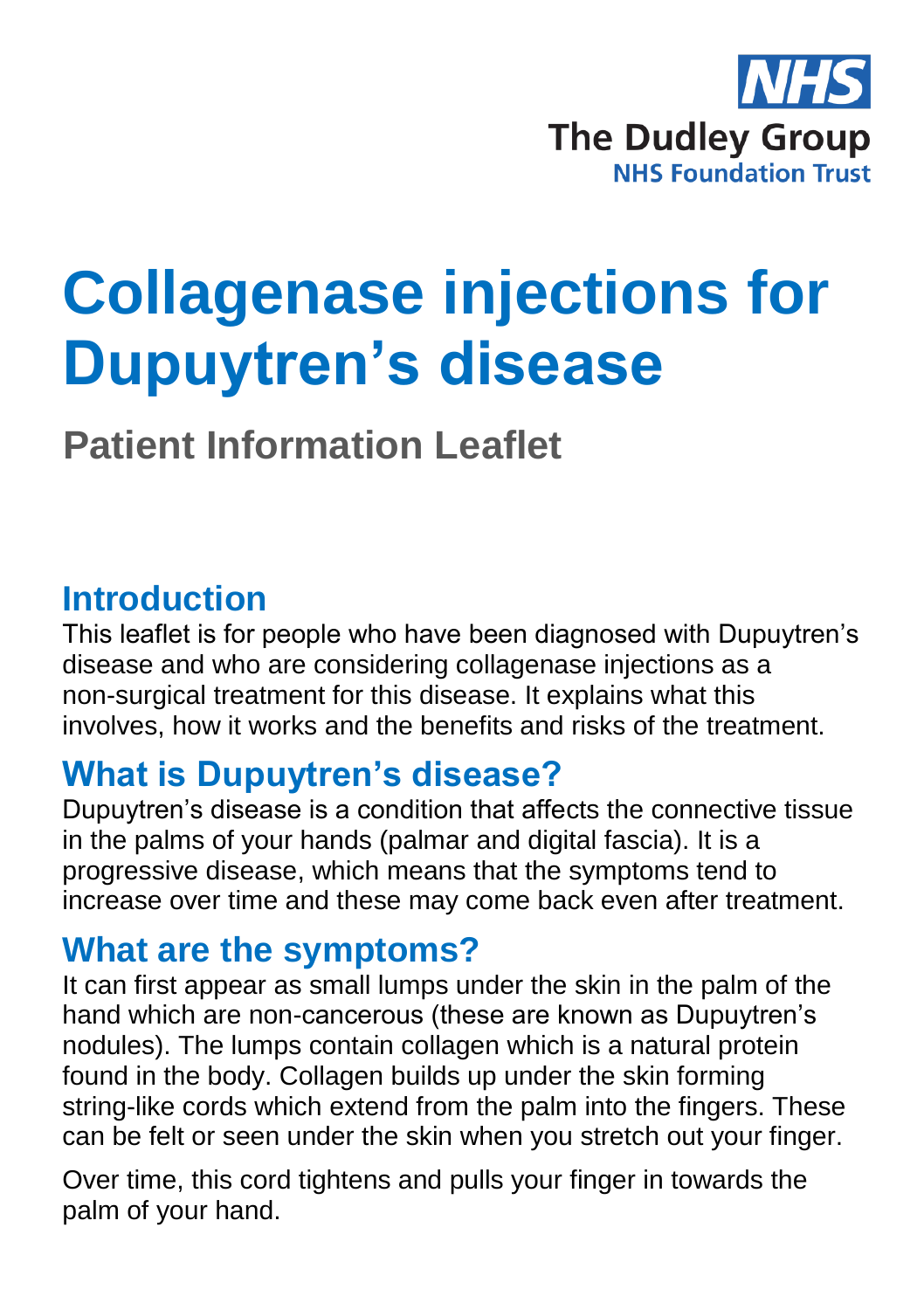NHS

The Dudley Group

NHS Foundation Trust

# Collagenase injections for Dupuytren's disease

## Patient Information Leaflet

## Introduction

This leaflet is for people who have been diagnosed with Dupuytren's disease and who are considering collagenase injections as a non-surgical treatment for this disease. It explains what this involves, how it works and the benefits and risks of the treatment.

## What is Dupuytren's disease?

Dupuytren's disease is a condition that affects the connective tissue in the palms of your hands (palmar and digital fascia). It is a progressive disease, which means that the symptoms tend to increase over time and these may come back even after treatment.

## What are the symptoms?

It can first appear as small lumps under the skin in the palm of the hand which are non-cancerous (these are known as Dupuytren's nodules). The lumps contain collagen which is a natural protein found in the body. Collagen builds up under the skin forming string-like cords which extend from the palm into the fingers. These can be felt or seen under the skin when you stretch out your finger.

Over time, this cord tightens and pulls your finger in towards the palm of your hand.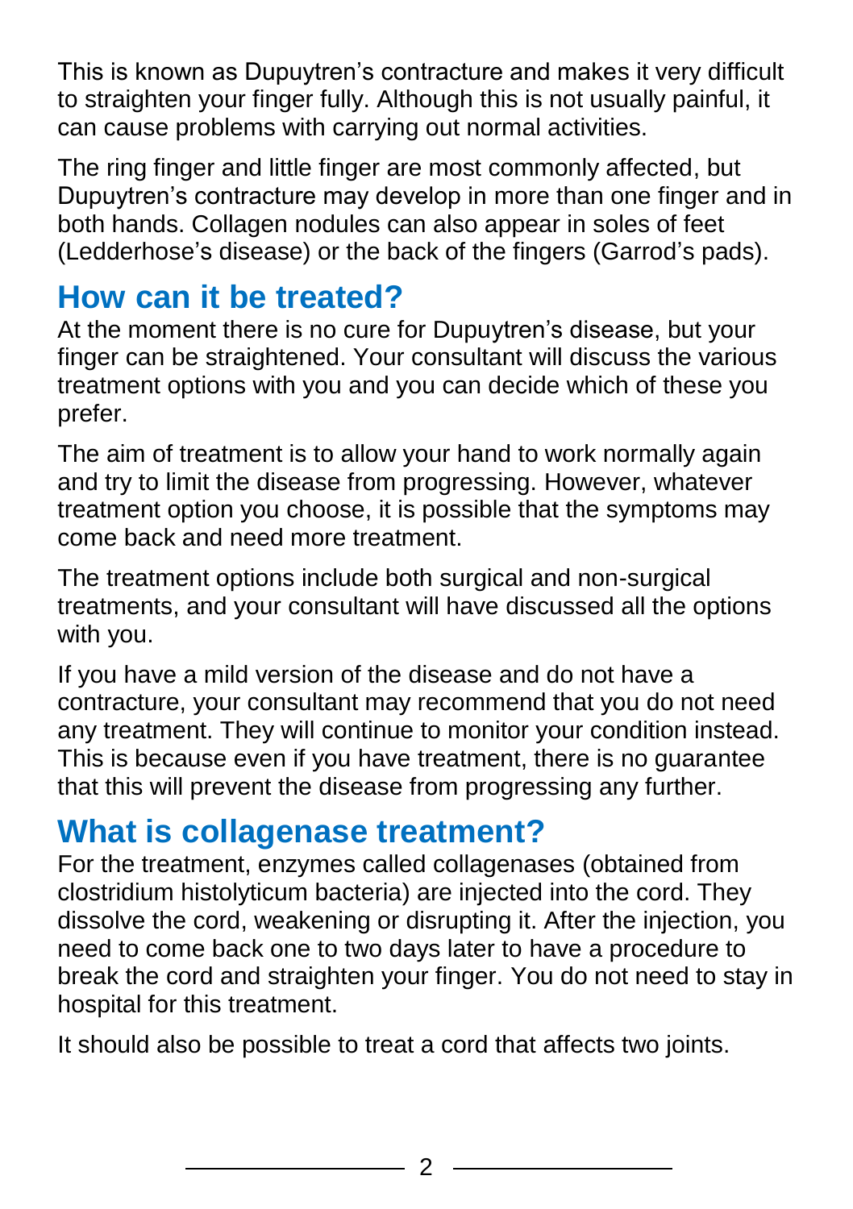This is known as Dupuytren's contracture and makes it very difficult to straighten your finger fully. Although this is not usually painful, it can cause problems with carrying out normal activities.

The ring finger and little finger are most commonly affected, but Dupuytren's contracture may develop in more than one finger and in both hands. Collagen nodules can also appear in soles of feet (Ledderhose's disease) or the back of the fingers (Garrod's pads).

## How can it be treated?

At the moment there is no cure for Dupuytren's disease, but your finger can be straightened. Your consultant will discuss the various treatment options with you and you can decide which of these you prefer.

The aim of treatment is to allow your hand to work normally again and try to limit the disease from progressing. However, whatever treatment option you choose, it is possible that the symptoms may come back and need more treatment.

The treatment options include both surgical and non-surgical treatments, and your consultant will have discussed all the options with you.

If you have a mild version of the disease and do not have a contracture, your consultant may recommend that you do not need any treatment. They will continue to monitor your condition instead. This is because even if you have treatment, there is no guarantee that this will prevent the disease from progressing any further.

## What is collagenase treatment?

For the treatment, enzymes called collagenases (obtained from clostridium histolyticum bacteria) are injected into the cord. They dissolve the cord, weakening or disrupting it. After the injection, you need to come back one to two days later to have a procedure to break the cord and straighten your finger. You do not need to stay in hospital for this treatment.

It should also be possible to treat a cord that affects two joints.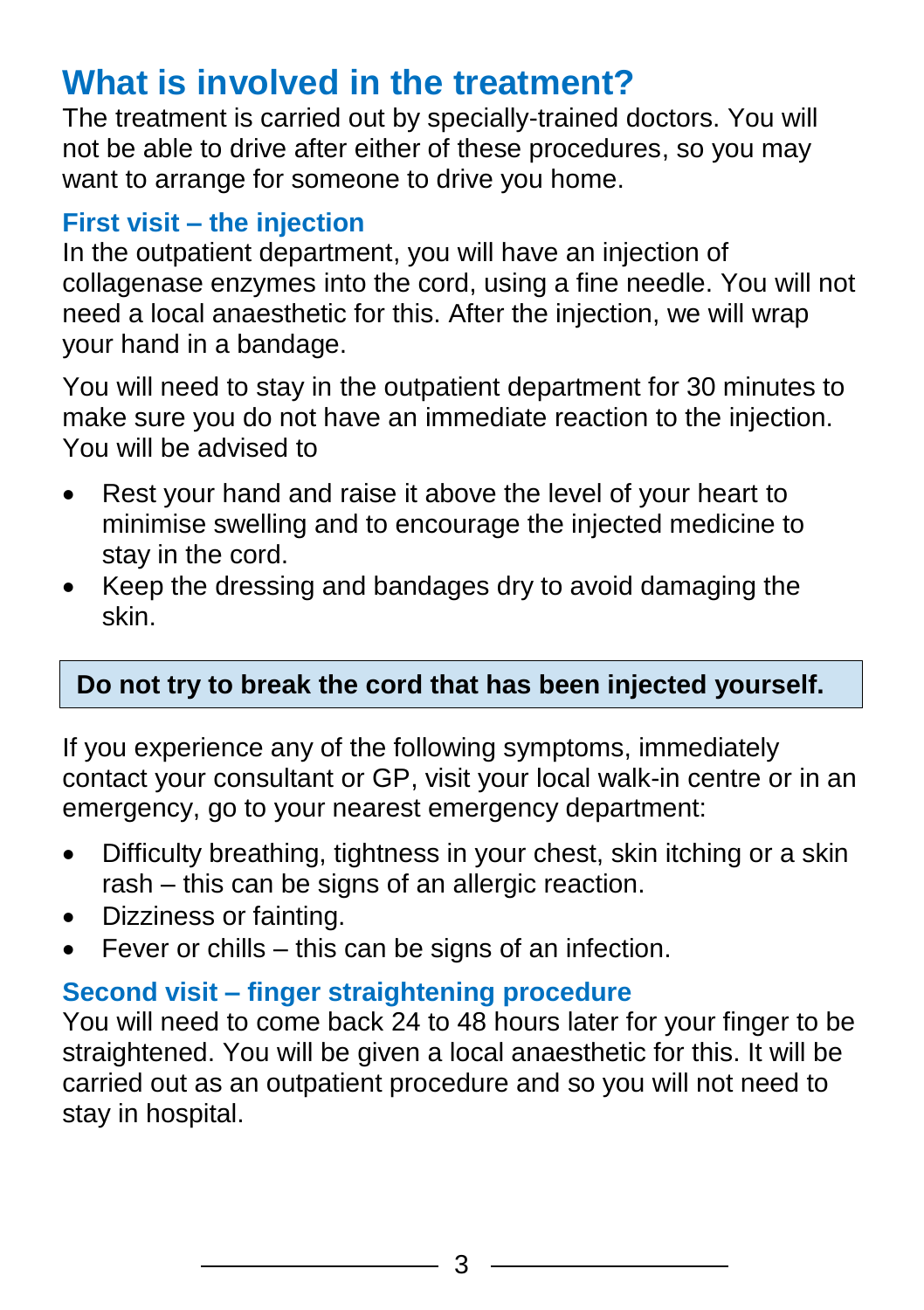## What is involved in the treatment?

The treatment is carried out by specially-trained doctors. You will not be able to drive after either of these procedures, so you may want to arrange for someone to drive you home.

### First visit – the injection

In the outpatient department, you will have an injection of collagenase enzymes into the cord, using a fine needle. You will not need a local anaesthetic for this. After the injection, we will wrap your hand in a bandage.

You will need to stay in the outpatient department for 30 minutes to make sure you do not have an immediate reaction to the injection. You will be advised to

- Rest your hand and raise it above the level of your heart to minimise swelling and to encourage the injected medicine to stay in the cord.
- Keep the dressing and bandages dry to avoid damaging the skin.

**Do not try to break the cord that has been injected yourself.**

If you experience any of the following symptoms, immediately contact your consultant or GP, visit your local walk-in centre or in an emergency, go to your nearest emergency department:

- Difficulty breathing, tightness in your chest, skin itching or a skin rash – this can be signs of an allergic reaction.
- Dizziness or fainting.
- Fever or chills – this can be signs of an infection.

### Second visit – finger straightening procedure

You will need to come back 24 to 48 hours later for your finger to be straightened. You will be given a local anaesthetic for this. It will be carried out as an outpatient procedure and so you will not need to stay in hospital.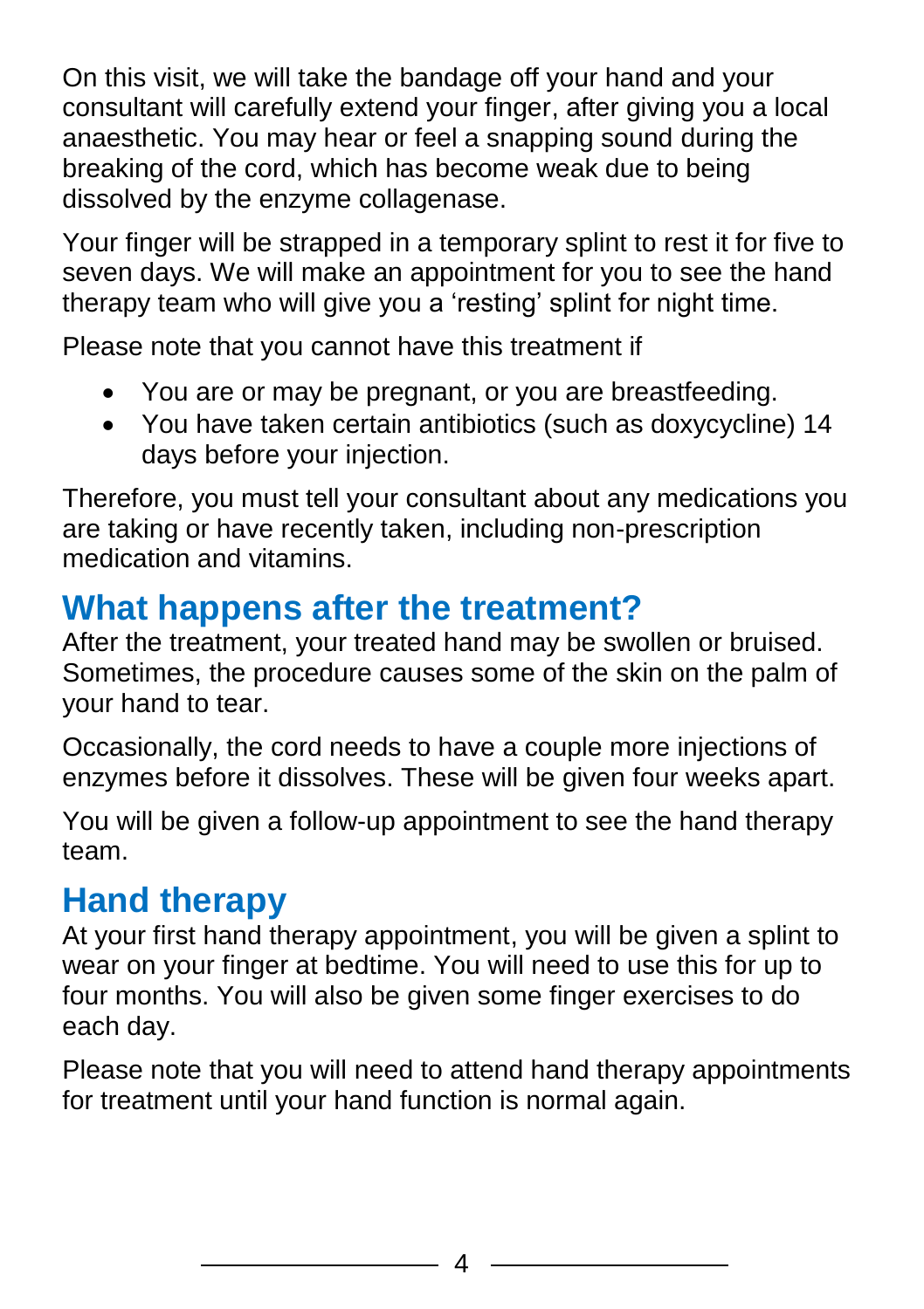On this visit, we will take the bandage off your hand and your consultant will carefully extend your finger, after giving you a local anaesthetic. You may hear or feel a snapping sound during the breaking of the cord, which has become weak due to being dissolved by the enzyme collagenase.

Your finger will be strapped in a temporary splint to rest it for five to seven days. We will make an appointment for you to see the hand therapy team who will give you a 'resting' splint for night time.

Please note that you cannot have this treatment if

- You are or may be pregnant, or you are breastfeeding.
- You have taken certain antibiotics (such as doxycycline) 14 days before your injection.

Therefore, you must tell your consultant about any medications you are taking or have recently taken, including non-prescription medication and vitamins.

## What happens after the treatment?

After the treatment, your treated hand may be swollen or bruised. Sometimes, the procedure causes some of the skin on the palm of your hand to tear.

Occasionally, the cord needs to have a couple more injections of enzymes before it dissolves. These will be given four weeks apart.

You will be given a follow-up appointment to see the hand therapy team.

## Hand therapy

At your first hand therapy appointment, you will be given a splint to wear on your finger at bedtime. You will need to use this for up to four months. You will also be given some finger exercises to do each day.

Please note that you will need to attend hand therapy appointments for treatment until your hand function is normal again.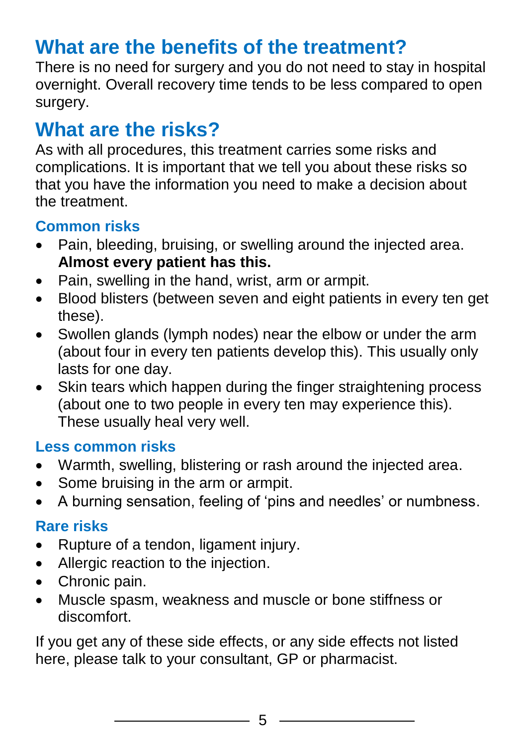## What are the benefits of the treatment?

There is no need for surgery and you do not need to stay in hospital overnight. Overall recovery time tends to be less compared to open surgery.

## What are the risks?

As with all procedures, this treatment carries some risks and complications. It is important that we tell you about these risks so that you have the information you need to make a decision about the treatment.

### Common risks

- Pain, bleeding, bruising, or swelling around the injected area. **Almost every patient has this.**
- Pain, swelling in the hand, wrist, arm or armpit.
- Blood blisters (between seven and eight patients in every ten get these).
- Swollen glands (lymph nodes) near the elbow or under the arm (about four in every ten patients develop this). This usually only lasts for one day.
- Skin tears which happen during the finger straightening process (about one to two people in every ten may experience this). These usually heal very well.

### Less common risks

- Warmth, swelling, blistering or rash around the injected area.
- Some bruising in the arm or armpit.
- A burning sensation, feeling of 'pins and needles' or numbness.

### Rare risks

- Rupture of a tendon, ligament injury.
- Allergic reaction to the injection.
- Chronic pain.
- Muscle spasm, weakness and muscle or bone stiffness or discomfort.

If you get any of these side effects, or any side effects not listed here, please talk to your consultant, GP or pharmacist.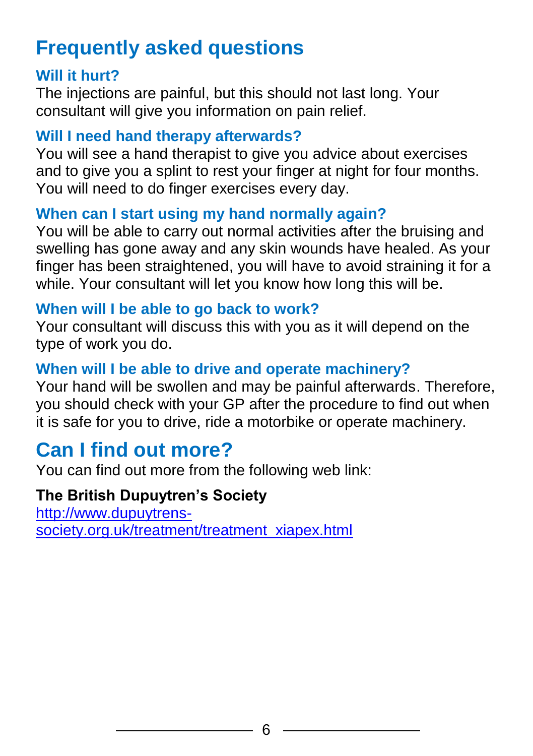## Frequently asked questions

### Will it hurt?

The injections are painful, but this should not last long. Your consultant will give you information on pain relief.

### Will I need hand therapy afterwards?

You will see a hand therapist to give you advice about exercises and to give you a splint to rest your finger at night for four months. You will need to do finger exercises every day.

### When can I start using my hand normally again?

You will be able to carry out normal activities after the bruising and swelling has gone away and any skin wounds have healed. As your finger has been straightened, you will have to avoid straining it for a while. Your consultant will let you know how long this will be.

### When will I be able to go back to work?

Your consultant will discuss this with you as it will depend on the type of work you do.

### When will I be able to drive and operate machinery?

Your hand will be swollen and may be painful afterwards. Therefore, you should check with your GP after the procedure to find out when it is safe for you to drive, ride a motorbike or operate machinery.

## Can I find out more?

You can find out more from the following web link:

**The British Dupuytren's Society**
[http://www.dupuytrens-society.org.uk/treatment/treatment_xiapex.html](http://www.dupuytrens-society.org.uk/treatment/treatment_xiapex.html)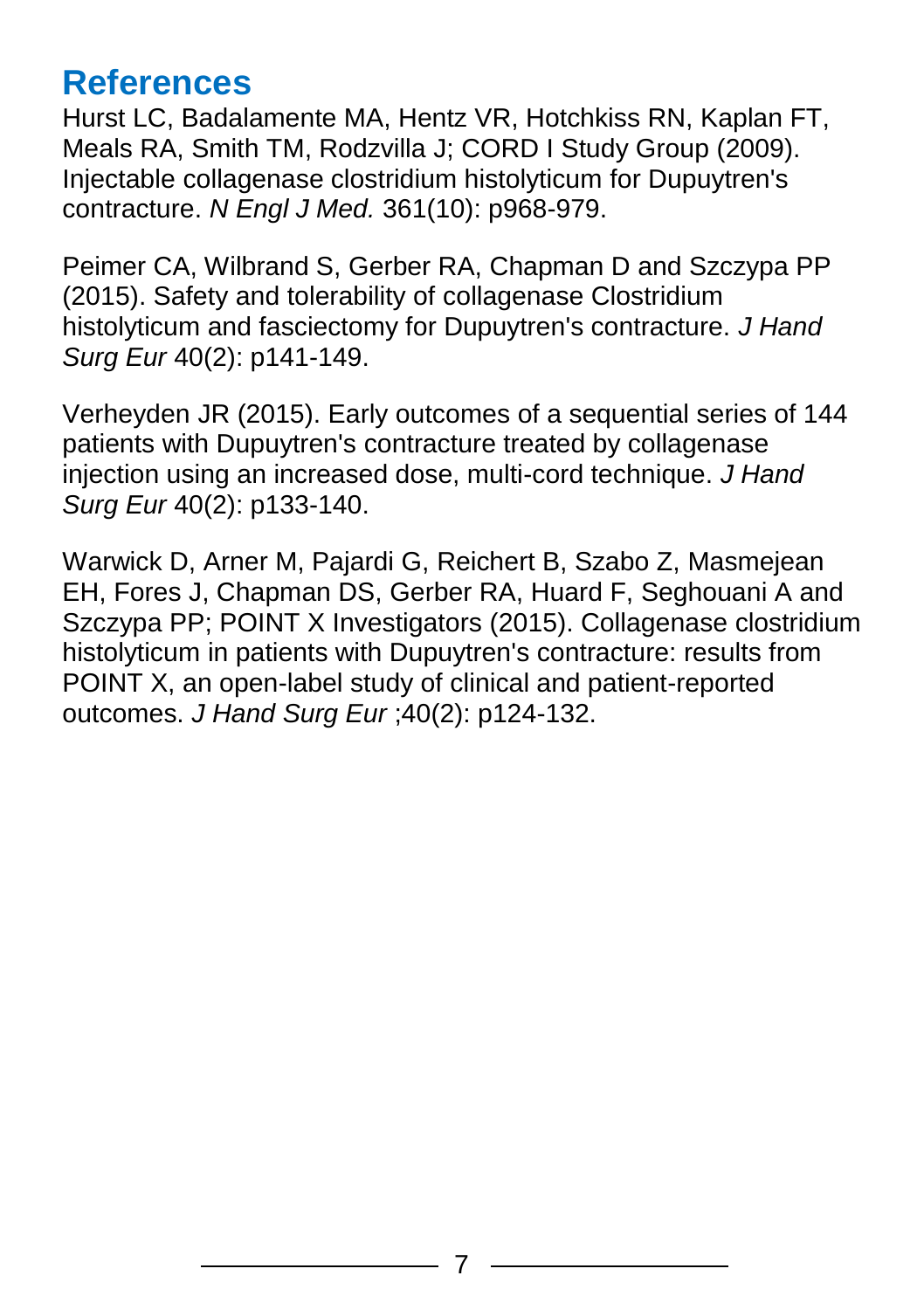## References

Hurst LC, Badalamente MA, Hentz VR, Hotchkiss RN, Kaplan FT, Meals RA, Smith TM, Rodzvilla J; CORD I Study Group (2009). Injectable collagenase clostridium histolyticum for Dupuytren's contracture. *N Engl J Med.* 361(10): p968-979.

Peimer CA, Wilbrand S, Gerber RA, Chapman D and Szczypa PP (2015). Safety and tolerability of collagenase Clostridium histolyticum and fasciectomy for Dupuytren's contracture. *J Hand Surg Eur* 40(2): p141-149.

Verheyden JR (2015). Early outcomes of a sequential series of 144 patients with Dupuytren's contracture treated by collagenase injection using an increased dose, multi-cord technique. *J Hand Surg Eur* 40(2): p133-140.

Warwick D, Arner M, Pajardi G, Reichert B, Szabo Z, Masmejean EH, Fores J, Chapman DS, Gerber RA, Huard F, Seghouani A and Szczypa PP; POINT X Investigators (2015). Collagenase clostridium histolyticum in patients with Dupuytren's contracture: results from POINT X, an open-label study of clinical and patient-reported outcomes. *J Hand Surg Eur* ;40(2): p124-132.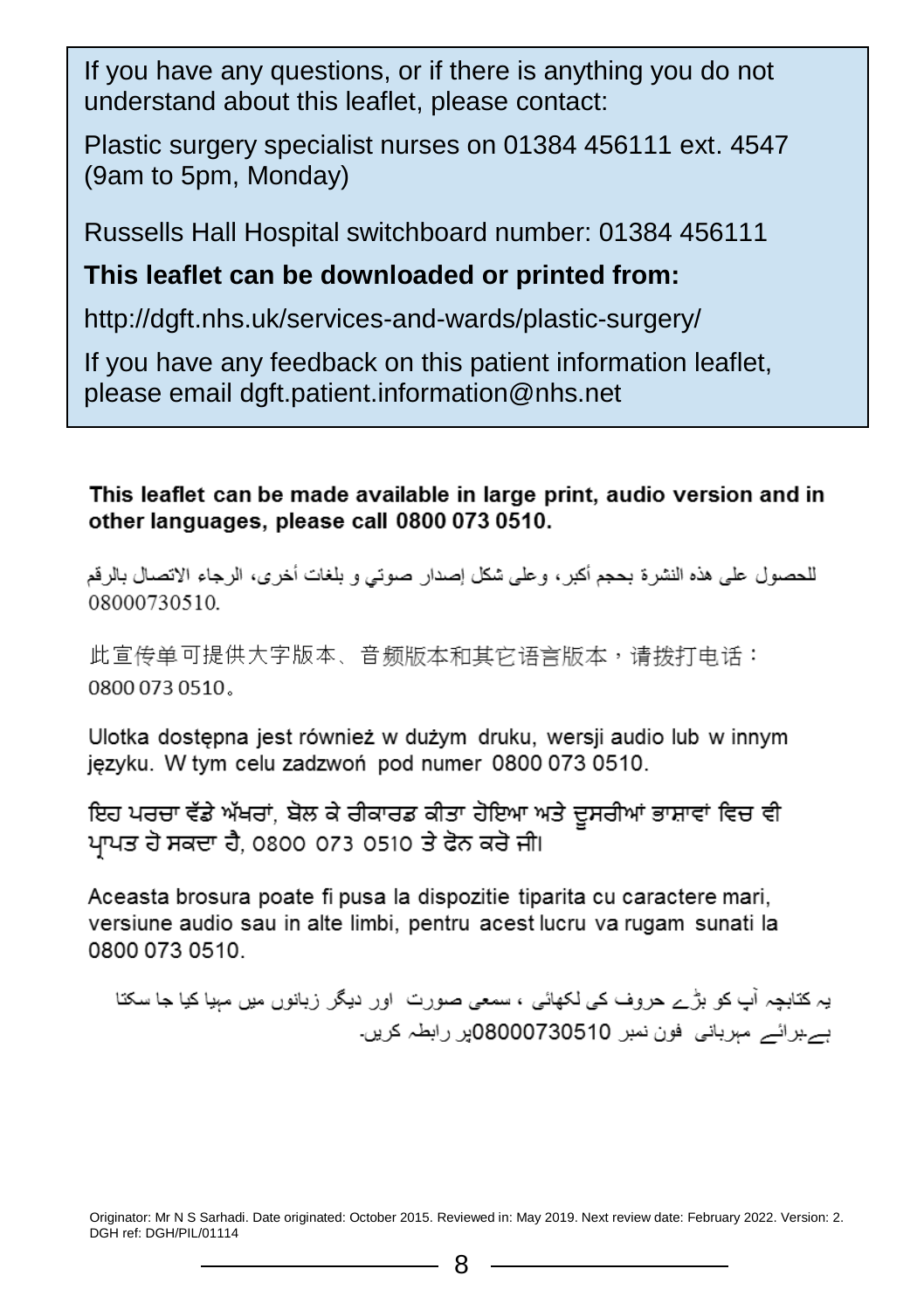If you have any questions, or if there is anything you do not understand about this leaflet, please contact:

Plastic surgery specialist nurses on 01384 456111 ext. 4547 (9am to 5pm, Monday)

Russells Hall Hospital switchboard number: 01384 456111

**This leaflet can be downloaded or printed from:**

http://dgft.nhs.uk/services-and-wards/plastic-surgery/

If you have any feedback on this patient information leaflet, please email dgft.patient.information@nhs.net

**This leaflet can be made available in large print, audio version and in other languages, please call 0800 073 0510.**

للحصول على هذه النشرة بحجم أكبر، وعلى شكل إصدار صوتي و بلغات أخرى، الرجاء الاتصال بالرقم 08000730510.

此宣传单可提供大字版本、音频版本和其它语言版本，请拨打电话：0800 073 0510。

Ulotka dostępna jest również w dużym druku, wersji audio lub w innym języku. W tym celu zadzwoń pod numer 0800 073 0510.

ਇਹ ਪਰਚਾ ਵੱਡੇ ਅੱਖਰਾਂ, ਬੋਲ ਕੇ ਰੀਕਾਰਡ ਕੀਤਾ ਹੋਇਆ ਅਤੇ ਦੂਸਰੀਆਂ ਭਾਸ਼ਾਵਾਂ ਵਿਚ ਵੀ ਪ੍ਰਾਪਤ ਹੋ ਸਕਦਾ ਹੈ, 0800 073 0510 ਤੇ ਫੋਨ ਕਰੋ ਜੀ।

Aceasta brosura poate fi pusa la dispozitie tiparita cu caractere mari, versiune audio sau in alte limbi, pentru acest lucru va rugam sunati la 0800 073 0510.

یہ کتابچہ آپ کو بڑے حروف کی لکھائی ، سمعی صورت اور دیگر زبانوں میں مہیا کیا جا سکتا ہے۔برائے مہربانی فون نمبر 08000730510پر رابطہ کریں۔

Originator: Mr N S Sarhadi. Date originated: October 2015. Reviewed in: May 2019. Next review date: February 2022. Version: 2. DGH ref: DGH/PIL/01114